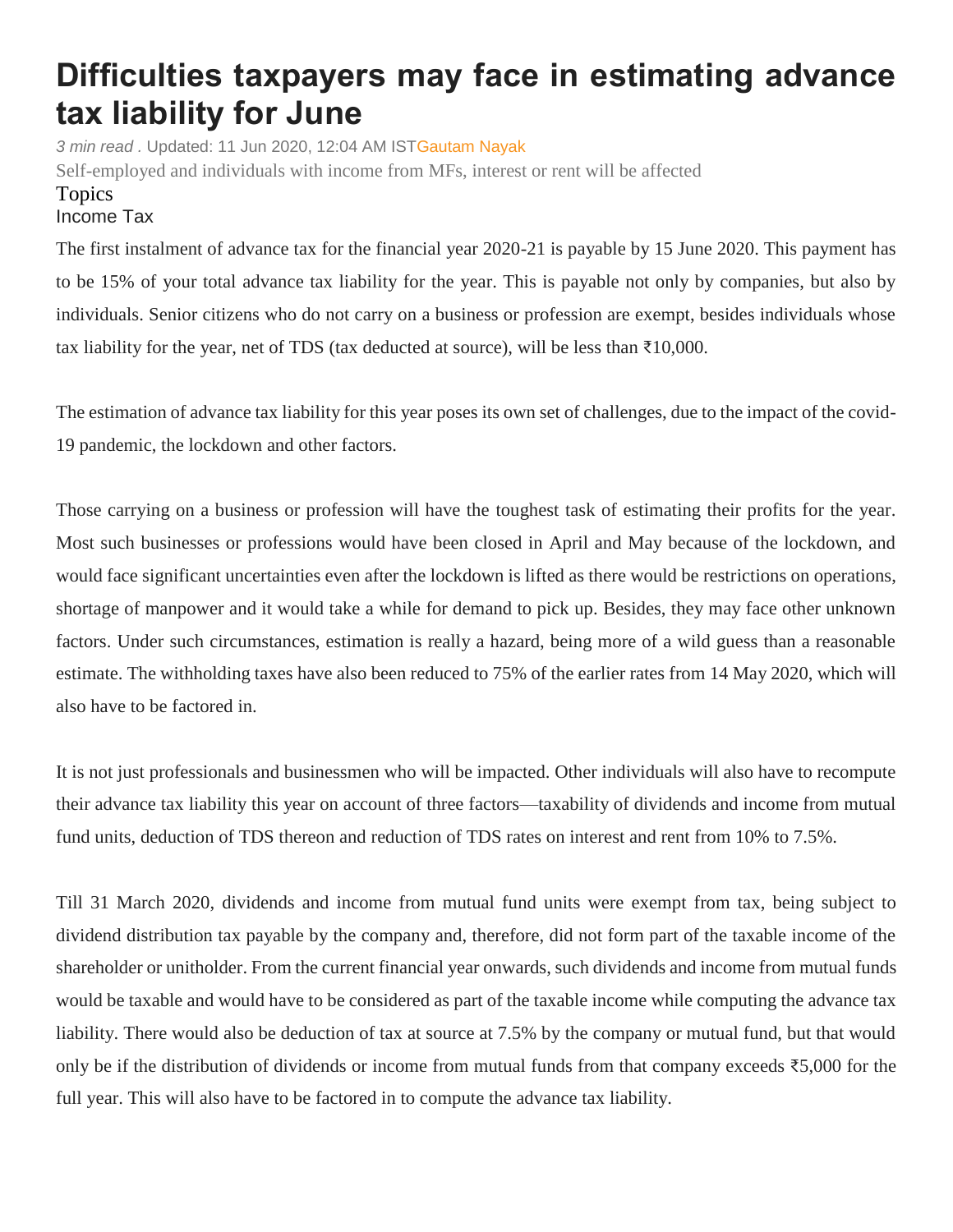# Difficulties taxpayers may face in estimating advance tax liability for June

*3 min read .* Updated: 11 Jun 2020, 12:04 AM ISTGautam Nayak

Self-employed and individuals with income from MFs, interest or rent will be affected

Topics

Income Tax

The first instalment of advance tax for the financial year 2020-21 is payable by 15 June 2020. This payment has to be 15% of your total advance tax liability for the year. This is payable not only by companies, but also by individuals. Senior citizens who do not carry on a business or profession are exempt, besides individuals whose tax liability for the year, net of TDS (tax deducted at source), will be less than ₹10,000.

The estimation of advance tax liability for this year poses its own set of challenges, due to the impact of the covid-19 pandemic, the lockdown and other factors.

Those carrying on a business or profession will have the toughest task of estimating their profits for the year. Most such businesses or professions would have been closed in April and May because of the lockdown, and would face significant uncertainties even after the lockdown is lifted as there would be restrictions on operations, shortage of manpower and it would take a while for demand to pick up. Besides, they may face other unknown factors. Under such circumstances, estimation is really a hazard, being more of a wild guess than a reasonable estimate. The withholding taxes have also been reduced to 75% of the earlier rates from 14 May 2020, which will also have to be factored in.

It is not just professionals and businessmen who will be impacted. Other individuals will also have to recompute their advance tax liability this year on account of three factors—taxability of dividends and income from mutual fund units, deduction of TDS thereon and reduction of TDS rates on interest and rent from 10% to 7.5%.

Till 31 March 2020, dividends and income from mutual fund units were exempt from tax, being subject to dividend distribution tax payable by the company and, therefore, did not form part of the taxable income of the shareholder or unitholder. From the current financial year onwards, such dividends and income from mutual funds would be taxable and would have to be considered as part of the taxable income while computing the advance tax liability. There would also be deduction of tax at source at 7.5% by the company or mutual fund, but that would only be if the distribution of dividends or income from mutual funds from that company exceeds ₹5,000 for the full year. This will also have to be factored in to compute the advance tax liability.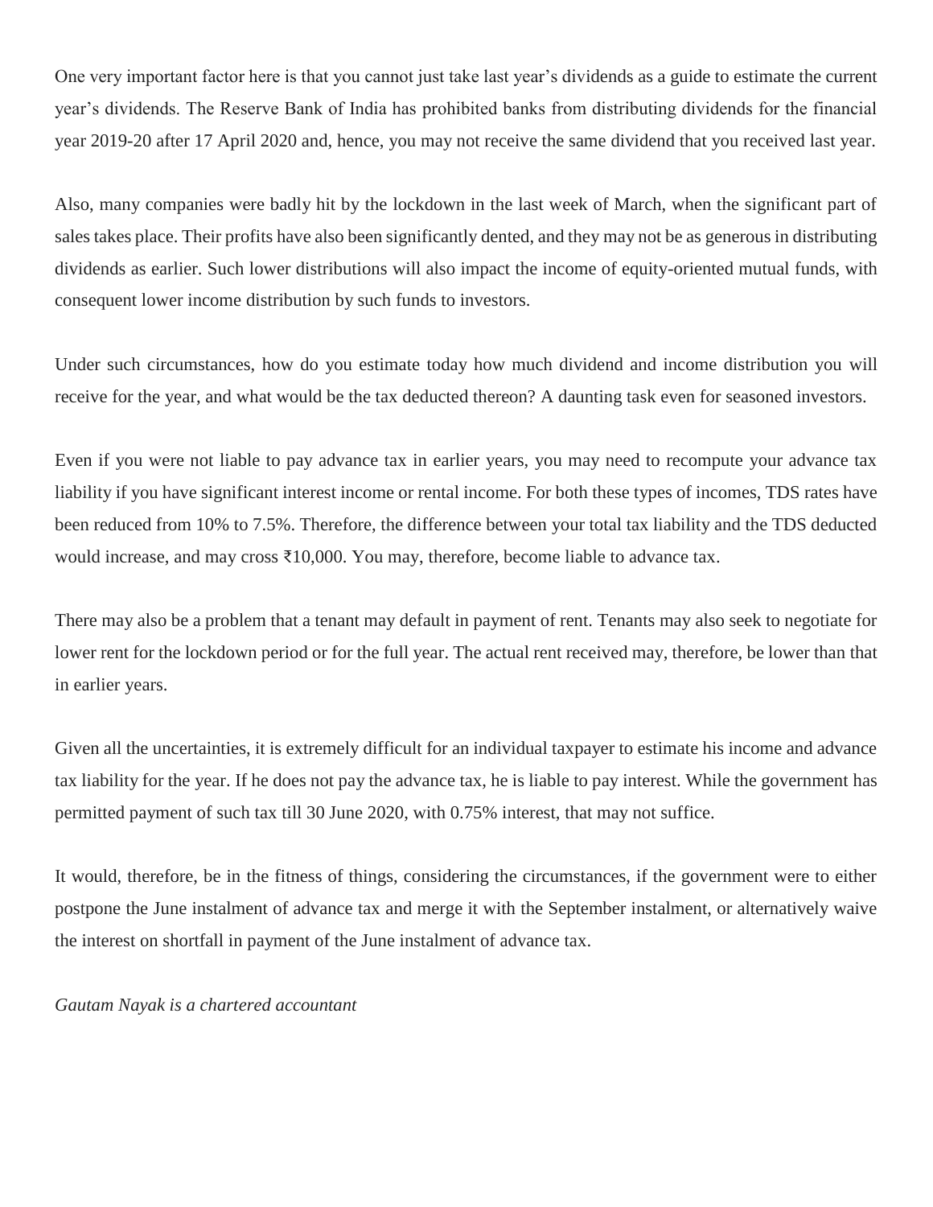One very important factor here is that you cannot just take last year's dividends as a guide to estimate the current year's dividends. The Reserve Bank of India has prohibited banks from distributing dividends for the financial year 2019-20 after 17 April 2020 and, hence, you may not receive the same dividend that you received last year.

Also, many companies were badly hit by the lockdown in the last week of March, when the significant part of sales takes place. Their profits have also been significantly dented, and they may not be as generous in distributing dividends as earlier. Such lower distributions will also impact the income of equity-oriented mutual funds, with consequent lower income distribution by such funds to investors.

Under such circumstances, how do you estimate today how much dividend and income distribution you will receive for the year, and what would be the tax deducted thereon? A daunting task even for seasoned investors.

Even if you were not liable to pay advance tax in earlier years, you may need to recompute your advance tax liability if you have significant interest income or rental income. For both these types of incomes, TDS rates have been reduced from 10% to 7.5%. Therefore, the difference between your total tax liability and the TDS deducted would increase, and may cross ₹10,000. You may, therefore, become liable to advance tax.

There may also be a problem that a tenant may default in payment of rent. Tenants may also seek to negotiate for lower rent for the lockdown period or for the full year. The actual rent received may, therefore, be lower than that in earlier years.

Given all the uncertainties, it is extremely difficult for an individual taxpayer to estimate his income and advance tax liability for the year. If he does not pay the advance tax, he is liable to pay interest. While the government has permitted payment of such tax till 30 June 2020, with 0.75% interest, that may not suffice.

It would, therefore, be in the fitness of things, considering the circumstances, if the government were to either postpone the June instalment of advance tax and merge it with the September instalment, or alternatively waive the interest on shortfall in payment of the June instalment of advance tax.

*Gautam Nayak is a chartered accountant*